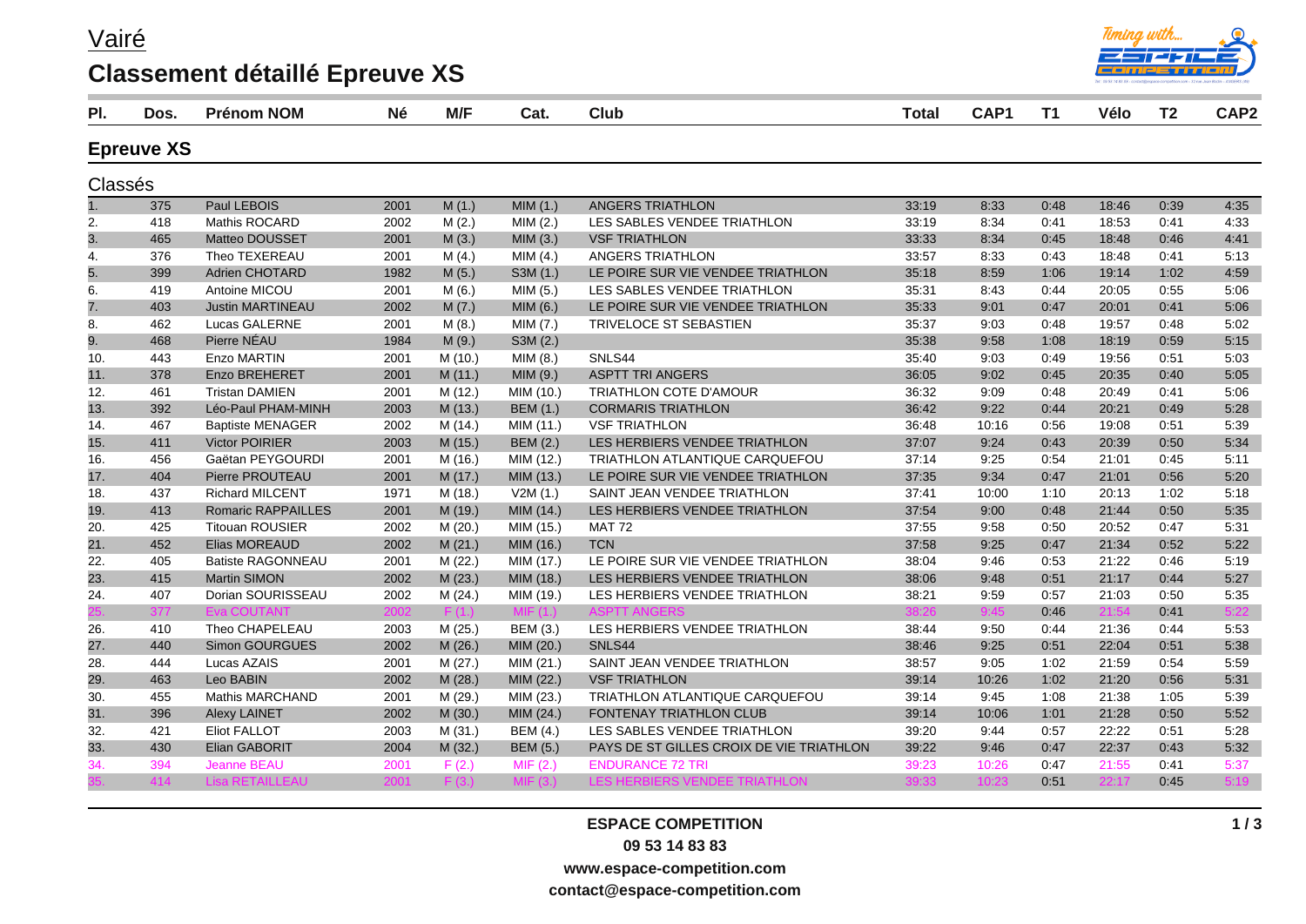# Vairé

## Classement détaillé Epreuve XS

### Epreuve XS

Classés

| Pl. | Dos. | Prénom NOM | Né | M/F | Cat. | Club | Total | CAP1 | T1 | Vélo | T2 | CAP2 |
|---|---|---|---|---|---|---|---|---|---|---|---|---|
| 1. | 375 | Paul LEBOIS | 2001 | M (1.) | MIM (1.) | ANGERS TRIATHLON | 33:19 | 8:33 | 0:48 | 18:46 | 0:39 | 4:35 |
| 2. | 418 | Mathis ROCARD | 2002 | M (2.) | MIM (2.) | LES SABLES VENDEE TRIATHLON | 33:19 | 8:34 | 0:41 | 18:53 | 0:41 | 4:33 |
| 3. | 465 | Matteo DOUSSET | 2001 | M (3.) | MIM (3.) | VSF TRIATHLON | 33:33 | 8:34 | 0:45 | 18:48 | 0:46 | 4:41 |
| 4. | 376 | Theo TEXEREAU | 2001 | M (4.) | MIM (4.) | ANGERS TRIATHLON | 33:57 | 8:33 | 0:43 | 18:48 | 0:41 | 5:13 |
| 5. | 399 | Adrien CHOTARD | 1982 | M (5.) | S3M (1.) | LE POIRE SUR VIE VENDEE TRIATHLON | 35:18 | 8:59 | 1:06 | 19:14 | 1:02 | 4:59 |
| 6. | 419 | Antoine MICOU | 2001 | M (6.) | MIM (5.) | LES SABLES VENDEE TRIATHLON | 35:31 | 8:43 | 0:44 | 20:05 | 0:55 | 5:06 |
| 7. | 403 | Justin MARTINEAU | 2002 | M (7.) | MIM (6.) | LE POIRE SUR VIE VENDEE TRIATHLON | 35:33 | 9:01 | 0:47 | 20:01 | 0:41 | 5:06 |
| 8. | 462 | Lucas GALERNE | 2001 | M (8.) | MIM (7.) | TRIVELOCE ST SEBASTIEN | 35:37 | 9:03 | 0:48 | 19:57 | 0:48 | 5:02 |
| 9. | 468 | Pierre NÉAU | 1984 | M (9.) | S3M (2.) | | 35:38 | 9:58 | 1:08 | 18:19 | 0:59 | 5:15 |
| 10. | 443 | Enzo MARTIN | 2001 | M (10.) | MIM (8.) | SNLS44 | 35:40 | 9:03 | 0:49 | 19:56 | 0:51 | 5:03 |
| 11. | 378 | Enzo BREHERET | 2001 | M (11.) | MIM (9.) | ASPTT TRI ANGERS | 36:05 | 9:02 | 0:45 | 20:35 | 0:40 | 5:05 |
| 12. | 461 | Tristan DAMIEN | 2001 | M (12.) | MIM (10.) | TRIATHLON COTE D'AMOUR | 36:32 | 9:09 | 0:48 | 20:49 | 0:41 | 5:06 |
| 13. | 392 | Léo-Paul PHAM-MINH | 2003 | M (13.) | BEM (1.) | CORMARIS TRIATHLON | 36:42 | 9:22 | 0:44 | 20:21 | 0:49 | 5:28 |
| 14. | 467 | Baptiste MENAGER | 2002 | M (14.) | MIM (11.) | VSF TRIATHLON | 36:48 | 10:16 | 0:56 | 19:08 | 0:51 | 5:39 |
| 15. | 411 | Victor POIRIER | 2003 | M (15.) | BEM (2.) | LES HERBIERS VENDEE TRIATHLON | 37:07 | 9:24 | 0:43 | 20:39 | 0:50 | 5:34 |
| 16. | 456 | Gaëtan PEYGOURDI | 2001 | M (16.) | MIM (12.) | TRIATHLON ATLANTIQUE CARQUEFOU | 37:14 | 9:25 | 0:54 | 21:01 | 0:45 | 5:11 |
| 17. | 404 | Pierre PROUTEAU | 2001 | M (17.) | MIM (13.) | LE POIRE SUR VIE VENDEE TRIATHLON | 37:35 | 9:34 | 0:47 | 21:01 | 0:56 | 5:20 |
| 18. | 437 | Richard MILCENT | 1971 | M (18.) | V2M (1.) | SAINT JEAN VENDEE TRIATHLON | 37:41 | 10:00 | 1:10 | 20:13 | 1:02 | 5:18 |
| 19. | 413 | Romaric RAPPAILLES | 2001 | M (19.) | MIM (14.) | LES HERBIERS VENDEE TRIATHLON | 37:54 | 9:00 | 0:48 | 21:44 | 0:50 | 5:35 |
| 20. | 425 | Titouan ROUSIER | 2002 | M (20.) | MIM (15.) | MAT 72 | 37:55 | 9:58 | 0:50 | 20:52 | 0:47 | 5:31 |
| 21. | 452 | Elias MOREAUD | 2002 | M (21.) | MIM (16.) | TCN | 37:58 | 9:25 | 0:47 | 21:34 | 0:52 | 5:22 |
| 22. | 405 | Batiste RAGONNEAU | 2001 | M (22.) | MIM (17.) | LE POIRE SUR VIE VENDEE TRIATHLON | 38:04 | 9:46 | 0:53 | 21:22 | 0:46 | 5:19 |
| 23. | 415 | Martin SIMON | 2002 | M (23.) | MIM (18.) | LES HERBIERS VENDEE TRIATHLON | 38:06 | 9:48 | 0:51 | 21:17 | 0:44 | 5:27 |
| 24. | 407 | Dorian SOURISSEAU | 2002 | M (24.) | MIM (19.) | LES HERBIERS VENDEE TRIATHLON | 38:21 | 9:59 | 0:57 | 21:03 | 0:50 | 5:35 |
| 25. | 377 | Eva COUTANT | 2002 | F (1.) | MIF (1.) | ASPTT ANGERS | 38:26 | 9:45 | 0:46 | 21:54 | 0:41 | 5:22 |
| 26. | 410 | Theo CHAPELEAU | 2003 | M (25.) | BEM (3.) | LES HERBIERS VENDEE TRIATHLON | 38:44 | 9:50 | 0:44 | 21:36 | 0:44 | 5:53 |
| 27. | 440 | Simon GOURGUES | 2002 | M (26.) | MIM (20.) | SNLS44 | 38:46 | 9:25 | 0:51 | 22:04 | 0:51 | 5:38 |
| 28. | 444 | Lucas AZAIS | 2001 | M (27.) | MIM (21.) | SAINT JEAN VENDEE TRIATHLON | 38:57 | 9:05 | 1:02 | 21:59 | 0:54 | 5:59 |
| 29. | 463 | Leo BABIN | 2002 | M (28.) | MIM (22.) | VSF TRIATHLON | 39:14 | 10:26 | 1:02 | 21:20 | 0:56 | 5:31 |
| 30. | 455 | Mathis MARCHAND | 2001 | M (29.) | MIM (23.) | TRIATHLON ATLANTIQUE CARQUEFOU | 39:14 | 9:45 | 1:08 | 21:38 | 1:05 | 5:39 |
| 31. | 396 | Alexy LAINET | 2002 | M (30.) | MIM (24.) | FONTENAY TRIATHLON CLUB | 39:14 | 10:06 | 1:01 | 21:28 | 0:50 | 5:52 |
| 32. | 421 | Eliot FALLOT | 2003 | M (31.) | BEM (4.) | LES SABLES VENDEE TRIATHLON | 39:20 | 9:44 | 0:57 | 22:22 | 0:51 | 5:28 |
| 33. | 430 | Elian GABORIT | 2004 | M (32.) | BEM (5.) | PAYS DE ST GILLES CROIX DE VIE TRIATHLON | 39:22 | 9:46 | 0:47 | 22:37 | 0:43 | 5:32 |
| 34. | 394 | Jeanne BEAU | 2001 | F (2.) | MIF (2.) | ENDURANCE 72 TRI | 39:23 | 10:26 | 0:47 | 21:55 | 0:41 | 5:37 |
| 35. | 414 | Lisa RETAILLEAU | 2001 | F (3.) | MIF (3.) | LES HERBIERS VENDEE TRIATHLON | 39:33 | 10:23 | 0:51 | 22:17 | 0:45 | 5:19 |

**ESPACE COMPETITION**

**09 53 14 83 83**

**www.espace-competition.com**

**contact@espace-competition.com**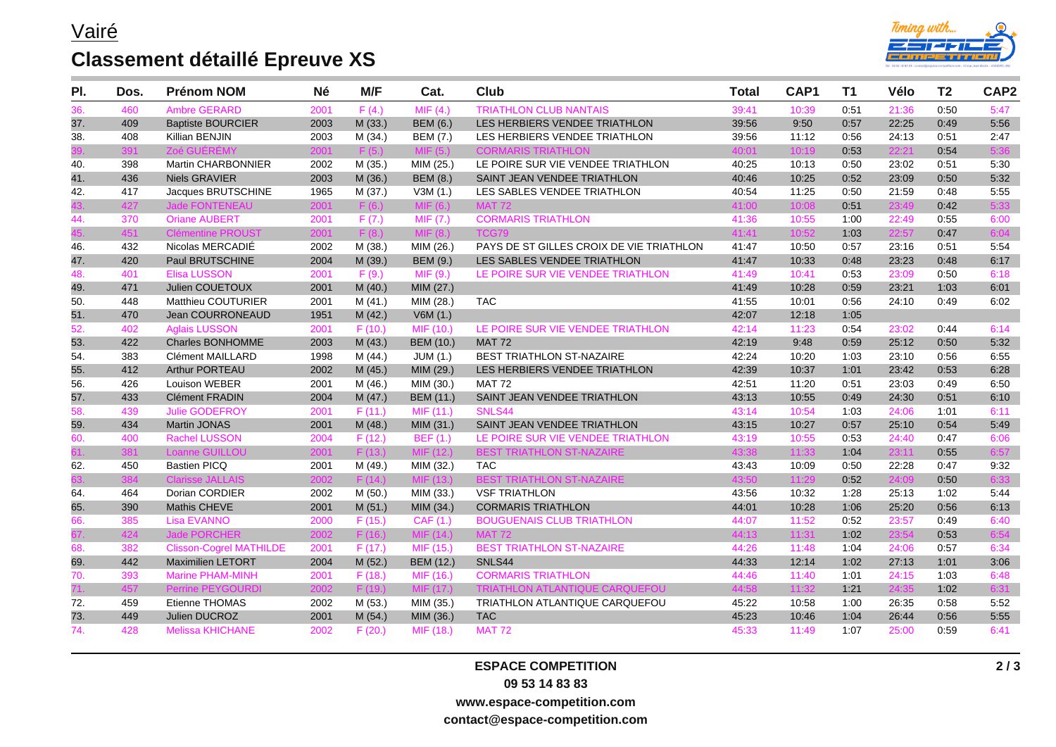# Vairé

## Classement détaillé Epreuve XS

| Pl. | Dos. | Prénom NOM | Né | M/F | Cat. | Club | Total | CAP1 | T1 | Vélo | T2 | CAP2 |
|---|---|---|---|---|---|---|---|---|---|---|---|---|
| 36. | 460 | Ambre GERARD | 2001 | F (4.) | MIF (4.) | TRIATHLON CLUB NANTAIS | 39:41 | 10:39 | 0:51 | 21:36 | 0:50 | 5:47 |
| 37. | 409 | Baptiste BOURCIER | 2003 | M (33.) | BEM (6.) | LES HERBIERS VENDEE TRIATHLON | 39:56 | 9:50 | 0:57 | 22:25 | 0:49 | 5:56 |
| 38. | 408 | Killian BENJIN | 2003 | M (34.) | BEM (7.) | LES HERBIERS VENDEE TRIATHLON | 39:56 | 11:12 | 0:56 | 24:13 | 0:51 | 2:47 |
| 39. | 391 | Zoé GUÉRÉMY | 2001 | F (5.) | MIF (5.) | CORMARIS TRIATHLON | 40:01 | 10:19 | 0:53 | 22:21 | 0:54 | 5:36 |
| 40. | 398 | Martin CHARBONNIER | 2002 | M (35.) | MIM (25.) | LE POIRE SUR VIE VENDEE TRIATHLON | 40:25 | 10:13 | 0:50 | 23:02 | 0:51 | 5:30 |
| 41. | 436 | Niels GRAVIER | 2003 | M (36.) | BEM (8.) | SAINT JEAN VENDEE TRIATHLON | 40:46 | 10:25 | 0:52 | 23:09 | 0:50 | 5:32 |
| 42. | 417 | Jacques BRUTSCHINE | 1965 | M (37.) | V3M (1.) | LES SABLES VENDEE TRIATHLON | 40:54 | 11:25 | 0:50 | 21:59 | 0:48 | 5:55 |
| 43. | 427 | Jade FONTENEAU | 2001 | F (6.) | MIF (6.) | MAT 72 | 41:00 | 10:08 | 0:51 | 23:49 | 0:42 | 5:33 |
| 44. | 370 | Oriane AUBERT | 2001 | F (7.) | MIF (7.) | CORMARIS TRIATHLON | 41:36 | 10:55 | 1:00 | 22:49 | 0:55 | 6:00 |
| 45. | 451 | Clémentine PROUST | 2001 | F (8.) | MIF (8.) | TCG79 | 41:41 | 10:52 | 1:03 | 22:57 | 0:47 | 6:04 |
| 46. | 432 | Nicolas MERCADIÉ | 2002 | M (38.) | MIM (26.) | PAYS DE ST GILLES CROIX DE VIE TRIATHLON | 41:47 | 10:50 | 0:57 | 23:16 | 0:51 | 5:54 |
| 47. | 420 | Paul BRUTSCHINE | 2004 | M (39.) | BEM (9.) | LES SABLES VENDEE TRIATHLON | 41:47 | 10:33 | 0:48 | 23:23 | 0:48 | 6:17 |
| 48. | 401 | Elisa LUSSON | 2001 | F (9.) | MIF (9.) | LE POIRE SUR VIE VENDEE TRIATHLON | 41:49 | 10:41 | 0:53 | 23:09 | 0:50 | 6:18 |
| 49. | 471 | Julien COUETOUX | 2001 | M (40.) | MIM (27.) | | 41:49 | 10:28 | 0:59 | 23:21 | 1:03 | 6:01 |
| 50. | 448 | Matthieu COUTURIER | 2001 | M (41.) | MIM (28.) | TAC | 41:55 | 10:01 | 0:56 | 24:10 | 0:49 | 6:02 |
| 51. | 470 | Jean COURRONEAUD | 1951 | M (42.) | V6M (1.) | | 42:07 | 12:18 | 1:05 | | | |
| 52. | 402 | Aglais LUSSON | 2001 | F (10.) | MIF (10.) | LE POIRE SUR VIE VENDEE TRIATHLON | 42:14 | 11:23 | 0:54 | 23:02 | 0:44 | 6:14 |
| 53. | 422 | Charles BONHOMME | 2003 | M (43.) | BEM (10.) | MAT 72 | 42:19 | 9:48 | 0:59 | 25:12 | 0:50 | 5:32 |
| 54. | 383 | Clément MAILLARD | 1998 | M (44.) | JUM (1.) | BEST TRIATHLON ST-NAZAIRE | 42:24 | 10:20 | 1:03 | 23:10 | 0:56 | 6:55 |
| 55. | 412 | Arthur PORTEAU | 2002 | M (45.) | MIM (29.) | LES HERBIERS VENDEE TRIATHLON | 42:39 | 10:37 | 1:01 | 23:42 | 0:53 | 6:28 |
| 56. | 426 | Louison WEBER | 2001 | M (46.) | MIM (30.) | MAT 72 | 42:51 | 11:20 | 0:51 | 23:03 | 0:49 | 6:50 |
| 57. | 433 | Clément FRADIN | 2004 | M (47.) | BEM (11.) | SAINT JEAN VENDEE TRIATHLON | 43:13 | 10:55 | 0:49 | 24:30 | 0:51 | 6:10 |
| 58. | 439 | Julie GODEFROY | 2001 | F (11.) | MIF (11.) | SNLS44 | 43:14 | 10:54 | 1:03 | 24:06 | 1:01 | 6:11 |
| 59. | 434 | Martin JONAS | 2001 | M (48.) | MIM (31.) | SAINT JEAN VENDEE TRIATHLON | 43:15 | 10:27 | 0:57 | 25:10 | 0:54 | 5:49 |
| 60. | 400 | Rachel LUSSON | 2004 | F (12.) | BEF (1.) | LE POIRE SUR VIE VENDEE TRIATHLON | 43:19 | 10:55 | 0:53 | 24:40 | 0:47 | 6:06 |
| 61. | 381 | Loanne GUILLOU | 2001 | F (13.) | MIF (12.) | BEST TRIATHLON ST-NAZAIRE | 43:38 | 11:33 | 1:04 | 23:11 | 0:55 | 6:57 |
| 62. | 450 | Bastien PICQ | 2001 | M (49.) | MIM (32.) | TAC | 43:43 | 10:09 | 0:50 | 22:28 | 0:47 | 9:32 |
| 63. | 384 | Clarisse JALLAIS | 2002 | F (14.) | MIF (13.) | BEST TRIATHLON ST-NAZAIRE | 43:50 | 11:29 | 0:52 | 24:09 | 0:50 | 6:33 |
| 64. | 464 | Dorian CORDIER | 2002 | M (50.) | MIM (33.) | VSF TRIATHLON | 43:56 | 10:32 | 1:28 | 25:13 | 1:02 | 5:44 |
| 65. | 390 | Mathis CHEVE | 2001 | M (51.) | MIM (34.) | CORMARIS TRIATHLON | 44:01 | 10:28 | 1:06 | 25:20 | 0:56 | 6:13 |
| 66. | 385 | Lisa EVANNO | 2000 | F (15.) | CAF (1.) | BOUGUENAIS CLUB TRIATHLON | 44:07 | 11:52 | 0:52 | 23:57 | 0:49 | 6:40 |
| 67. | 424 | Jade PORCHER | 2002 | F (16.) | MIF (14.) | MAT 72 | 44:13 | 11:31 | 1:02 | 23:54 | 0:53 | 6:54 |
| 68. | 382 | Clisson-Cogrel MATHILDE | 2001 | F (17.) | MIF (15.) | BEST TRIATHLON ST-NAZAIRE | 44:26 | 11:48 | 1:04 | 24:06 | 0:57 | 6:34 |
| 69. | 442 | Maximilien LETORT | 2004 | M (52.) | BEM (12.) | SNLS44 | 44:33 | 12:14 | 1:02 | 27:13 | 1:01 | 3:06 |
| 70. | 393 | Marine PHAM-MINH | 2001 | F (18.) | MIF (16.) | CORMARIS TRIATHLON | 44:46 | 11:40 | 1:01 | 24:15 | 1:03 | 6:48 |
| 71. | 457 | Perrine PEYGOURDI | 2002 | F (19.) | MIF (17.) | TRIATHLON ATLANTIQUE CARQUEFOU | 44:58 | 11:32 | 1:21 | 24:35 | 1:02 | 6:31 |
| 72. | 459 | Etienne THOMAS | 2002 | M (53.) | MIM (35.) | TRIATHLON ATLANTIQUE CARQUEFOU | 45:22 | 10:58 | 1:00 | 26:35 | 0:58 | 5:52 |
| 73. | 449 | Julien DUCROZ | 2001 | M (54.) | MIM (36.) | TAC | 45:23 | 10:46 | 1:04 | 26:44 | 0:56 | 5:55 |
| 74. | 428 | Melissa KHICHANE | 2002 | F (20.) | MIF (18.) | MAT 72 | 45:33 | 11:49 | 1:07 | 25:00 | 0:59 | 6:41 |

**ESPACE COMPETITION**
**09 53 14 83 83**
**www.espace-competition.com**
**contact@espace-competition.com**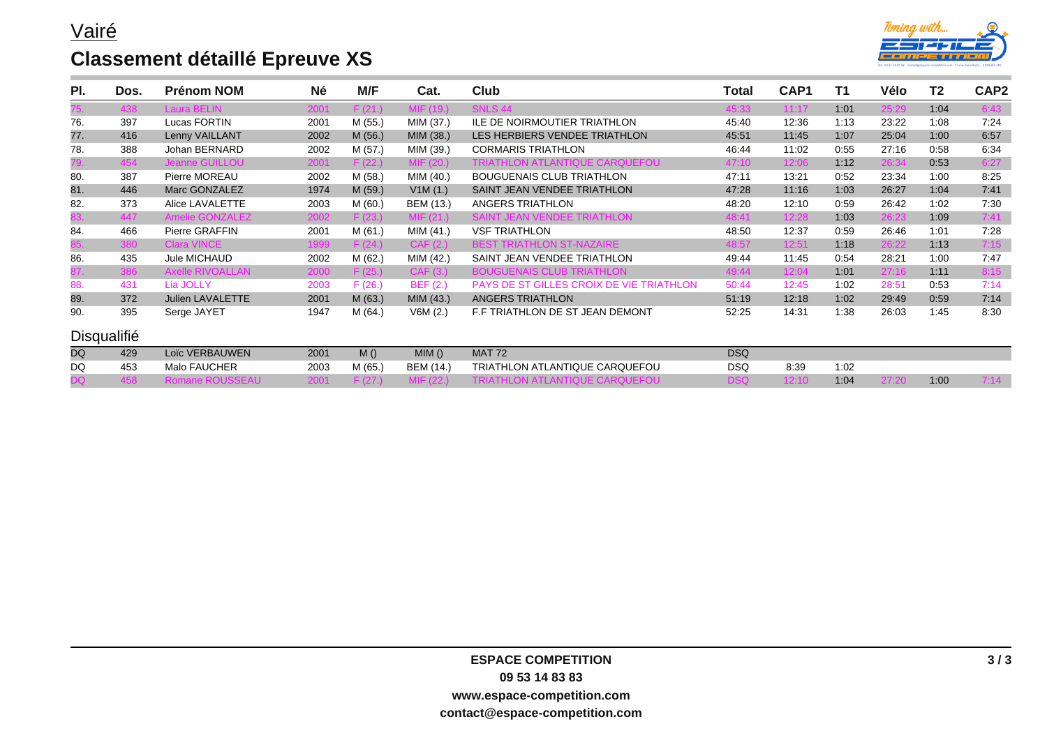# Vairé

## Classement détaillé Epreuve XS

| Pl. | Dos. | Prénom NOM | Né | M/F | Cat. | Club | Total | CAP1 | T1 | Vélo | T2 | CAP2 |
|---|---|---|---|---|---|---|---|---|---|---|---|---|
| 75. | 438 | Laura BELIN | 2001 | F (21.) | MIF (19.) | SNLS 44 | 45:33 | 11:17 | 1:01 | 25:29 | 1:04 | 6:43 |
| 76. | 397 | Lucas FORTIN | 2001 | M (55.) | MIM (37.) | ILE DE NOIRMOUTIER TRIATHLON | 45:40 | 12:36 | 1:13 | 23:22 | 1:08 | 7:24 |
| 77. | 416 | Lenny VAILLANT | 2002 | M (56.) | MIM (38.) | LES HERBIERS VENDEE TRIATHLON | 45:51 | 11:45 | 1:07 | 25:04 | 1:00 | 6:57 |
| 78. | 388 | Johan BERNARD | 2002 | M (57.) | MIM (39.) | CORMARIS TRIATHLON | 46:44 | 11:02 | 0:55 | 27:16 | 0:58 | 6:34 |
| 79. | 454 | Jeanne GUILLOU | 2001 | F (22.) | MIF (20.) | TRIATHLON ATLANTIQUE CARQUEFOU | 47:10 | 12:06 | 1:12 | 26:34 | 0:53 | 6:27 |
| 80. | 387 | Pierre MOREAU | 2002 | M (58.) | MIM (40.) | BOUGUENAIS CLUB TRIATHLON | 47:11 | 13:21 | 0:52 | 23:34 | 1:00 | 8:25 |
| 81. | 446 | Marc GONZALEZ | 1974 | M (59.) | V1M (1.) | SAINT JEAN VENDEE TRIATHLON | 47:28 | 11:16 | 1:03 | 26:27 | 1:04 | 7:41 |
| 82. | 373 | Alice LAVALETTE | 2003 | M (60.) | BEM (13.) | ANGERS TRIATHLON | 48:20 | 12:10 | 0:59 | 26:42 | 1:02 | 7:30 |
| 83. | 447 | Amelie GONZALEZ | 2002 | F (23.) | MIF (21.) | SAINT JEAN VENDEE TRIATHLON | 48:41 | 12:28 | 1:03 | 26:23 | 1:09 | 7:41 |
| 84. | 466 | Pierre GRAFFIN | 2001 | M (61.) | MIM (41.) | VSF TRIATHLON | 48:50 | 12:37 | 0:59 | 26:46 | 1:01 | 7:28 |
| 85. | 380 | Clara VINCE | 1999 | F (24.) | CAF (2.) | BEST TRIATHLON ST-NAZAIRE | 48:57 | 12:51 | 1:18 | 26:22 | 1:13 | 7:15 |
| 86. | 435 | Jule MICHAUD | 2002 | M (62.) | MIM (42.) | SAINT JEAN VENDEE TRIATHLON | 49:44 | 11:45 | 0:54 | 28:21 | 1:00 | 7:47 |
| 87. | 386 | Axelle RIVOALLAN | 2000 | F (25.) | CAF (3.) | BOUGUENAIS CLUB TRIATHLON | 49:44 | 12:04 | 1:01 | 27:16 | 1:11 | 8:15 |
| 88. | 431 | Lia JOLLY | 2003 | F (26.) | BEF (2.) | PAYS DE ST GILLES CROIX DE VIE TRIATHLON | 50:44 | 12:45 | 1:02 | 28:51 | 0:53 | 7:14 |
| 89. | 372 | Julien LAVALETTE | 2001 | M (63.) | MIM (43.) | ANGERS TRIATHLON | 51:19 | 12:18 | 1:02 | 29:49 | 0:59 | 7:14 |
| 90. | 395 | Serge JAYET | 1947 | M (64.) | V6M (2.) | F.F TRIATHLON DE ST JEAN DEMONT | 52:25 | 14:31 | 1:38 | 26:03 | 1:45 | 8:30 |

### Disqualifié

| Pl. | Dos. | Prénom NOM | Né | M/F | Cat. | Club | Total | CAP1 | T1 | Vélo | T2 | CAP2 |
|---|---|---|---|---|---|---|---|---|---|---|---|---|
| DQ | 429 | Loïc VERBAUWEN | 2001 | M () | MIM () | MAT 72 | DSQ | | | | | |
| DQ | 453 | Malo FAUCHER | 2003 | M (65.) | BEM (14.) | TRIATHLON ATLANTIQUE CARQUEFOU | DSQ | 8:39 | 1:02 | | | |
| DQ | 458 | Romane ROUSSEAU | 2001 | F (27.) | MIF (22.) | TRIATHLON ATLANTIQUE CARQUEFOU | DSQ | 12:10 | 1:04 | 27:20 | 1:00 | 7:14 |

**ESPACE COMPETITION**
**09 53 14 83 83**
**www.espace-competition.com**
**contact@espace-competition.com**